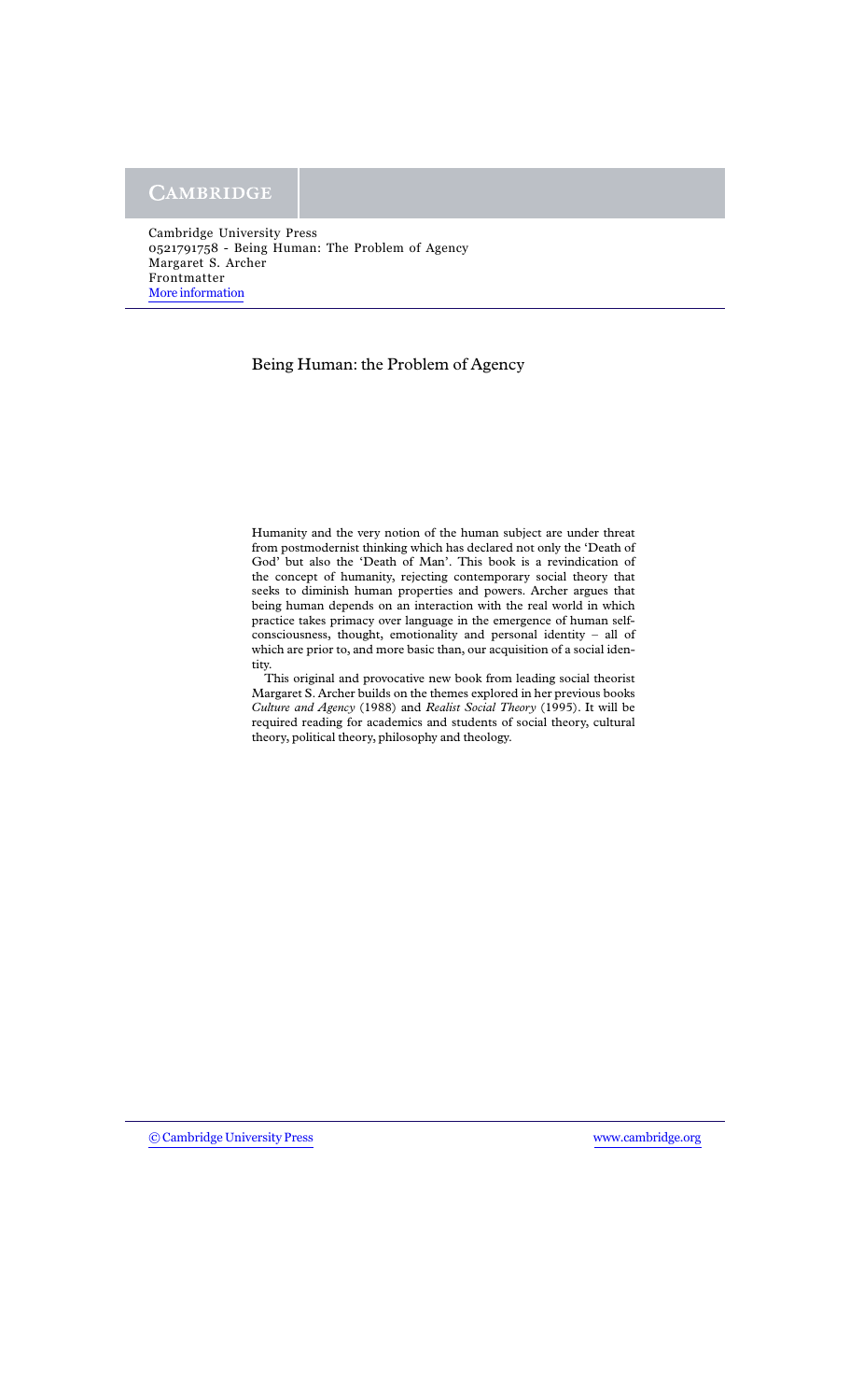# Being Human: the Problem of Agency

Humanity and the very notion of the human subject are under threat from postmodernist thinking which has declared not only the 'Death of God' but also the 'Death of Man'. This book is a revindication of the concept of humanity, rejecting contemporary social theory that seeks to diminish human properties and powers. Archer argues that being human depends on an interaction with the real world in which practice takes primacy over language in the emergence of human self-consciousness, thought, emotionality and personal identity – all of which are prior to, and more basic than, our acquisition of a social identity.

This original and provocative new book from leading social theorist Margaret S. Archer builds on the themes explored in her previous books *Culture and Agency* (1988) and *Realist Social Theory* (1995). It will be required reading for academics and students of social theory, cultural theory, political theory, philosophy and theology.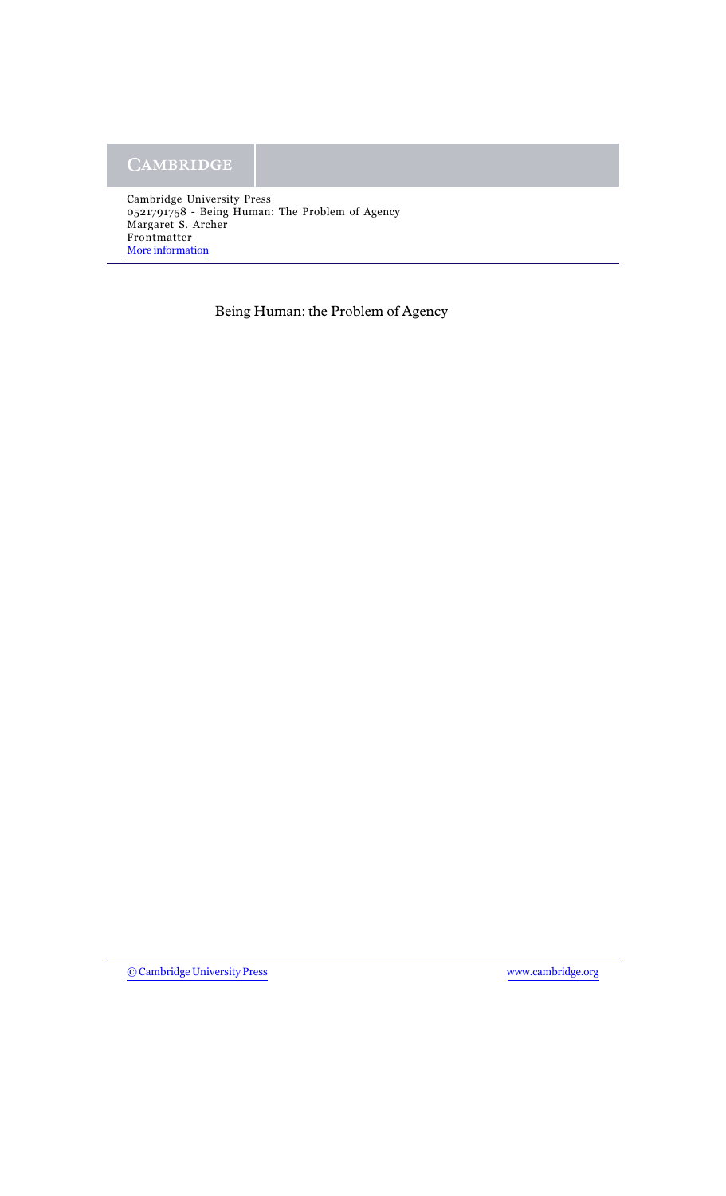Being Human: the Problem of Agency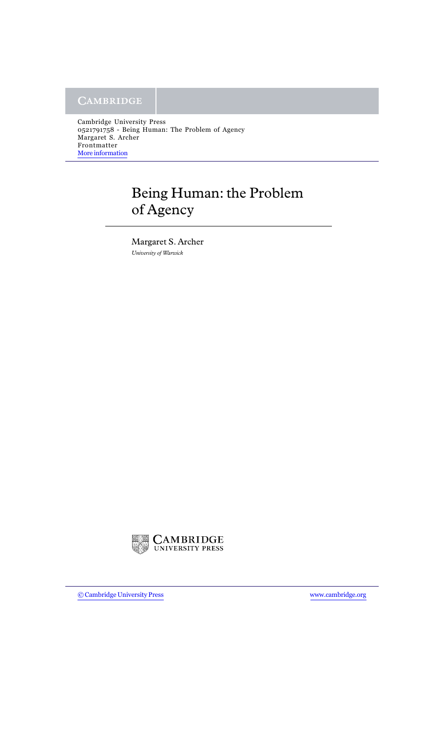# Being Human: the Problem of Agency

Margaret S. Archer

*University of Warwick*

CAMBRIDGE
UNIVERSITY PRESS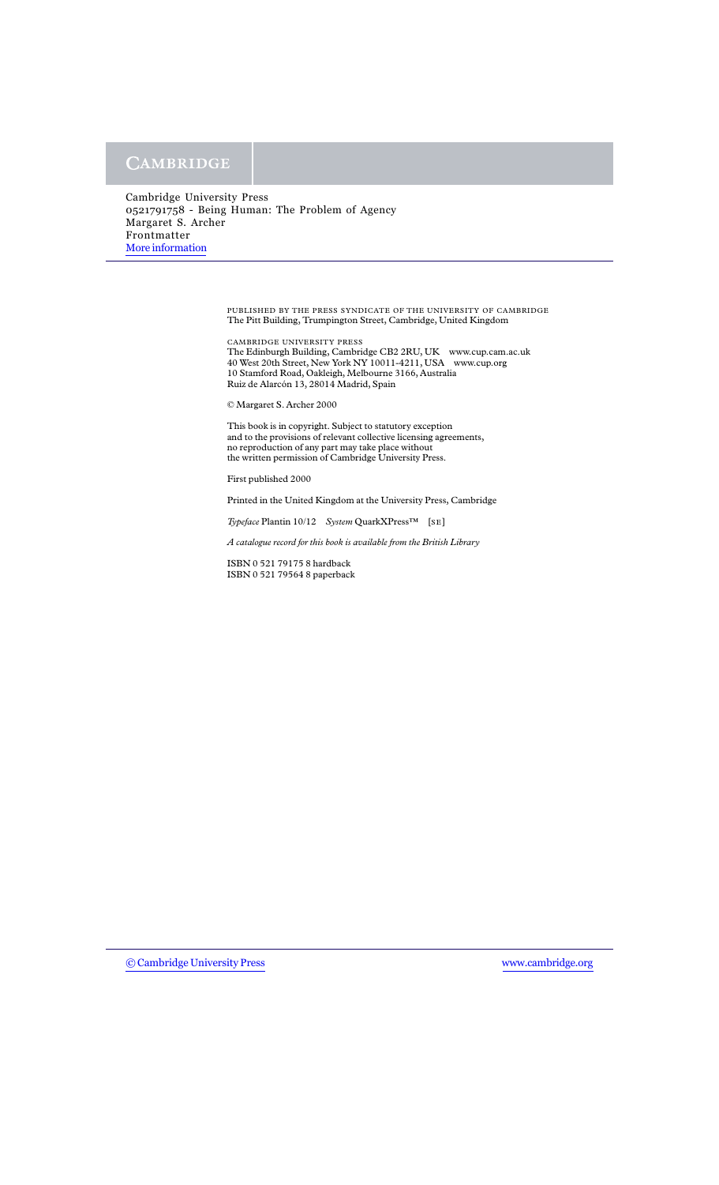PUBLISHED BY THE PRESS SYNDICATE OF THE UNIVERSITY OF CAMBRIDGE
The Pitt Building, Trumpington Street, Cambridge, United Kingdom

CAMBRIDGE UNIVERSITY PRESS
The Edinburgh Building, Cambridge CB2 2RU, UK www.cup.cam.ac.uk
40 West 20th Street, New York NY 10011-4211, USA www.cup.org
10 Stamford Road, Oakleigh, Melbourne 3166, Australia
Ruiz de Alarcón 13, 28014 Madrid, Spain

© Margaret S. Archer 2000

This book is in copyright. Subject to statutory exception
and to the provisions of relevant collective licensing agreements,
no reproduction of any part may take place without
the written permission of Cambridge University Press.

First published 2000

Printed in the United Kingdom at the University Press, Cambridge

*Typeface* Plantin 10/12 *System* QuarkXPress™ [SE]

*A catalogue record for this book is available from the British Library*

ISBN 0 521 79175 8 hardback
ISBN 0 521 79564 8 paperback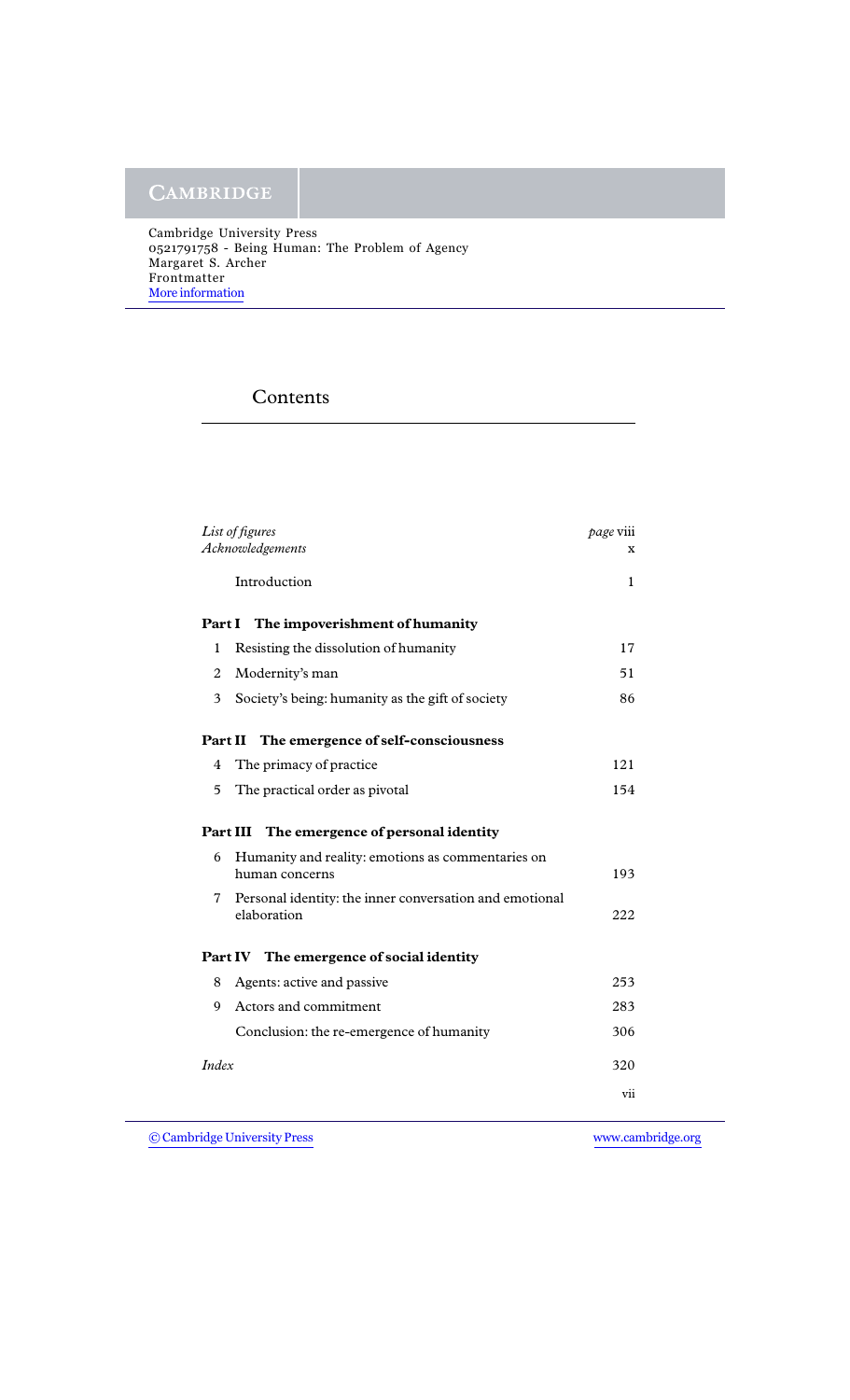# Contents

| | | |
|---|---|---|
| *List of figures* | | *page* viii |
| *Acknowledgements* | | x |
| | Introduction | 1 |
| **Part I** | **The impoverishment of humanity** | |
| 1 | Resisting the dissolution of humanity | 17 |
| 2 | Modernity's man | 51 |
| 3 | Society's being: humanity as the gift of society | 86 |
| **Part II** | **The emergence of self-consciousness** | |
| 4 | The primacy of practice | 121 |
| 5 | The practical order as pivotal | 154 |
| **Part III** | **The emergence of personal identity** | |
| 6 | Humanity and reality: emotions as commentaries on human concerns | 193 |
| 7 | Personal identity: the inner conversation and emotional elaboration | 222 |
| **Part IV** | **The emergence of social identity** | |
| 8 | Agents: active and passive | 253 |
| 9 | Actors and commitment | 283 |
| | Conclusion: the re-emergence of humanity | 306 |
| *Index* | | 320 |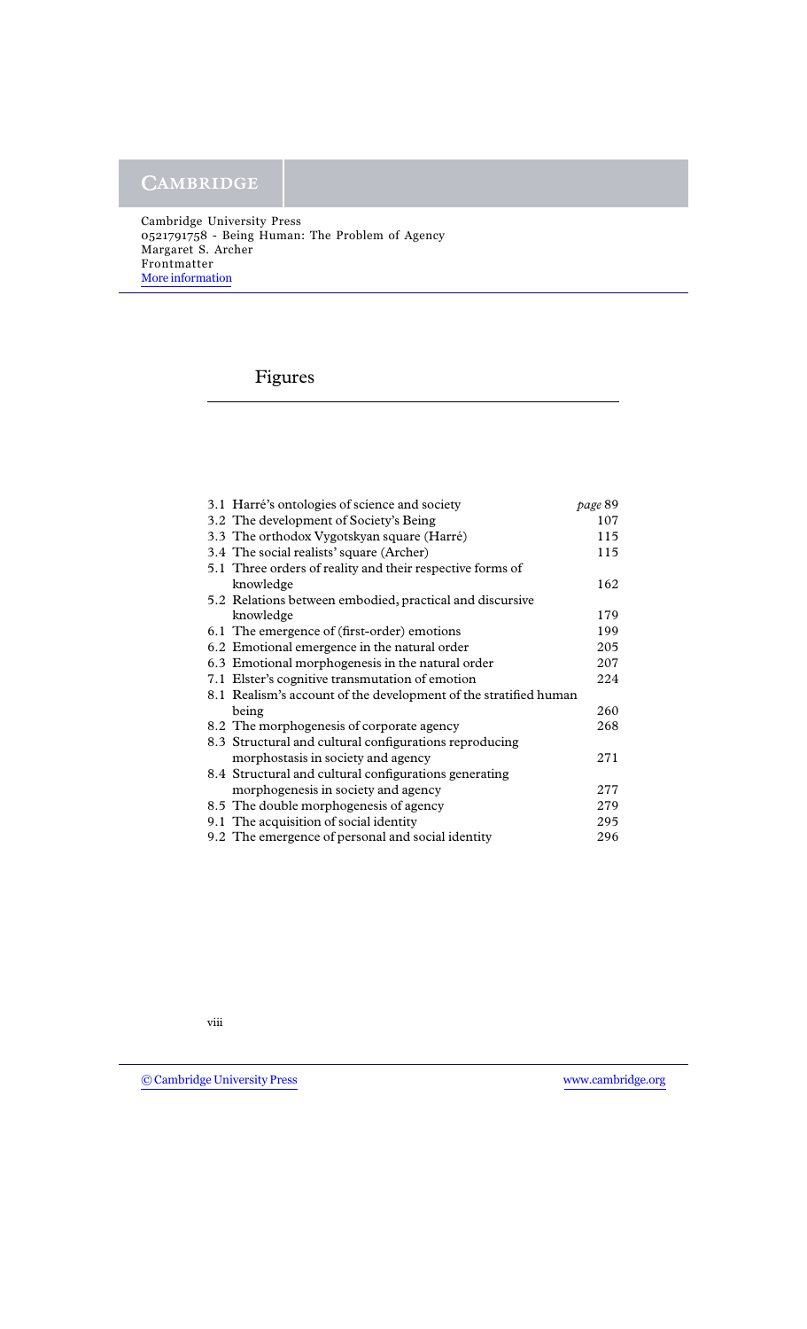# Figures

| | |
|---|---|
| 3.1 Harré's ontologies of science and society | *page* 89 |
| 3.2 The development of Society's Being | 107 |
| 3.3 The orthodox Vygotskyan square (Harré) | 115 |
| 3.4 The social realists' square (Archer) | 115 |
| 5.1 Three orders of reality and their respective forms of knowledge | 162 |
| 5.2 Relations between embodied, practical and discursive knowledge | 179 |
| 6.1 The emergence of (first-order) emotions | 199 |
| 6.2 Emotional emergence in the natural order | 205 |
| 6.3 Emotional morphogenesis in the natural order | 207 |
| 7.1 Elster's cognitive transmutation of emotion | 224 |
| 8.1 Realism's account of the development of the stratified human being | 260 |
| 8.2 The morphogenesis of corporate agency | 268 |
| 8.3 Structural and cultural configurations reproducing morphostasis in society and agency | 271 |
| 8.4 Structural and cultural configurations generating morphogenesis in society and agency | 277 |
| 8.5 The double morphogenesis of agency | 279 |
| 9.1 The acquisition of social identity | 295 |
| 9.2 The emergence of personal and social identity | 296 |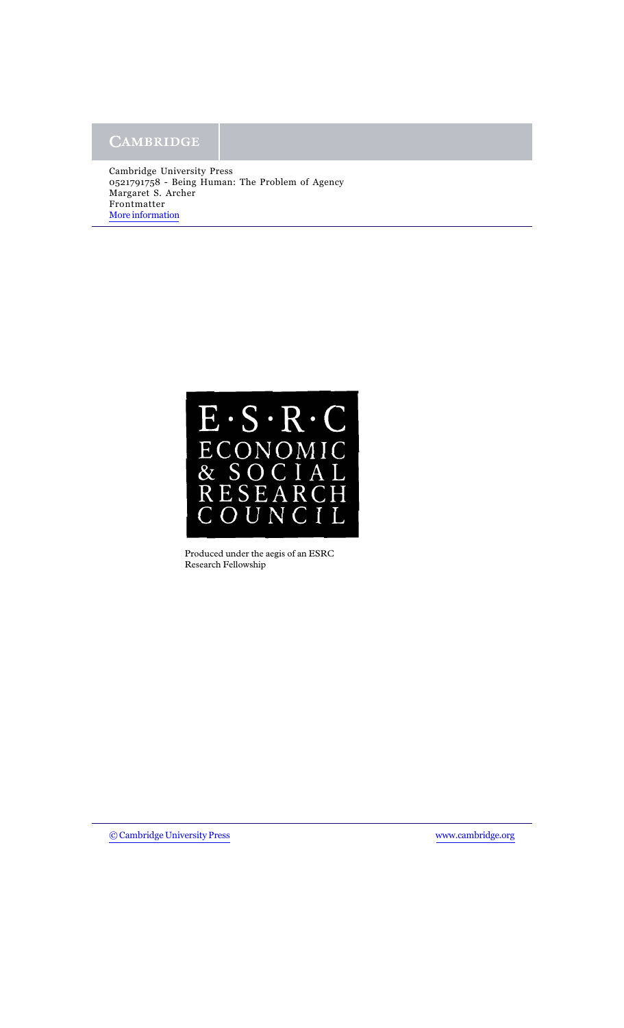Produced under the aegis of an ESRC Research Fellowship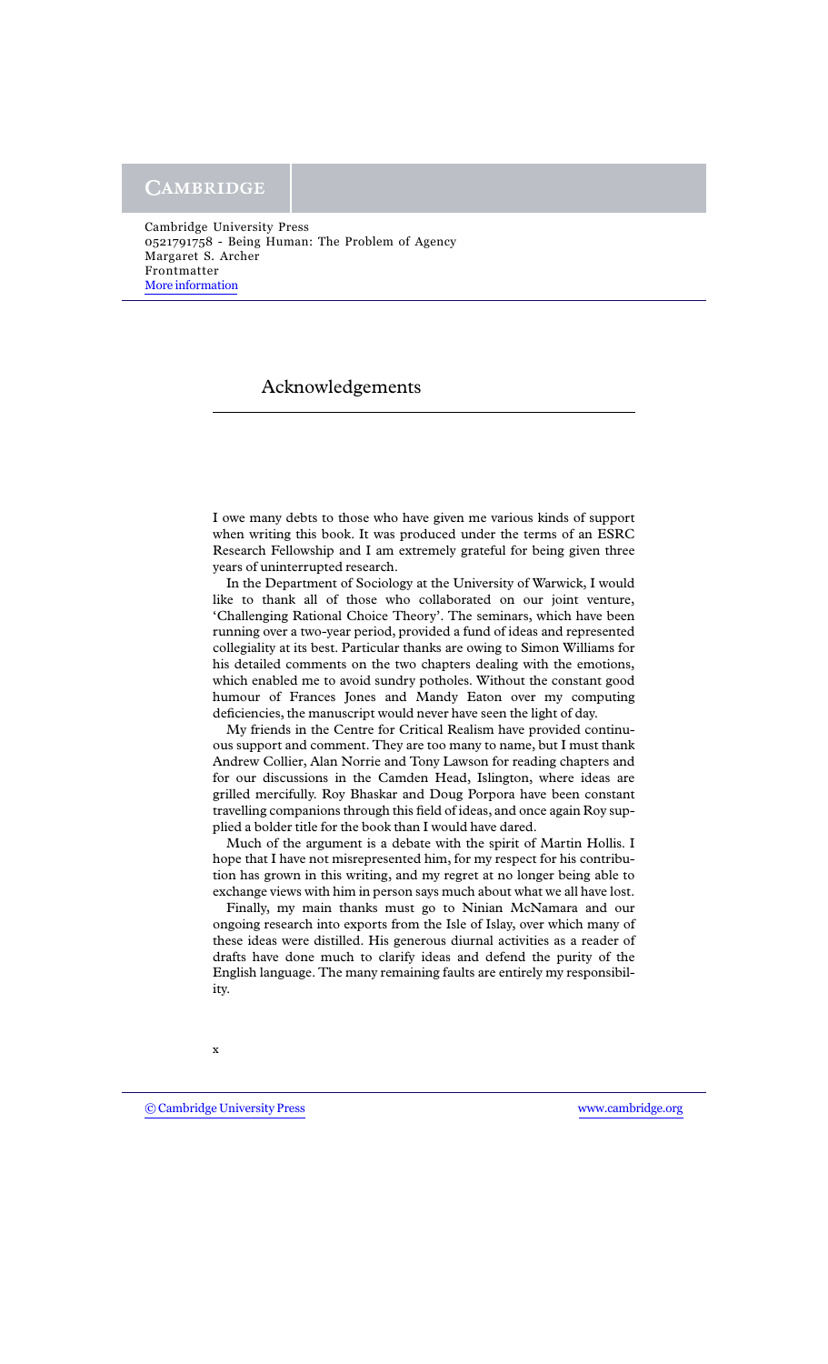# Acknowledgements

I owe many debts to those who have given me various kinds of support when writing this book. It was produced under the terms of an ESRC Research Fellowship and I am extremely grateful for being given three years of uninterrupted research.

In the Department of Sociology at the University of Warwick, I would like to thank all of those who collaborated on our joint venture, 'Challenging Rational Choice Theory'. The seminars, which have been running over a two-year period, provided a fund of ideas and represented collegiality at its best. Particular thanks are owing to Simon Williams for his detailed comments on the two chapters dealing with the emotions, which enabled me to avoid sundry potholes. Without the constant good humour of Frances Jones and Mandy Eaton over my computing deficiencies, the manuscript would never have seen the light of day.

My friends in the Centre for Critical Realism have provided continuous support and comment. They are too many to name, but I must thank Andrew Collier, Alan Norrie and Tony Lawson for reading chapters and for our discussions in the Camden Head, Islington, where ideas are grilled mercifully. Roy Bhaskar and Doug Porpora have been constant travelling companions through this field of ideas, and once again Roy supplied a bolder title for the book than I would have dared.

Much of the argument is a debate with the spirit of Martin Hollis. I hope that I have not misrepresented him, for my respect for his contribution has grown in this writing, and my regret at no longer being able to exchange views with him in person says much about what we all have lost.

Finally, my main thanks must go to Ninian McNamara and our ongoing research into exports from the Isle of Islay, over which many of these ideas were distilled. His generous diurnal activities as a reader of drafts have done much to clarify ideas and defend the purity of the English language. The many remaining faults are entirely my responsibility.